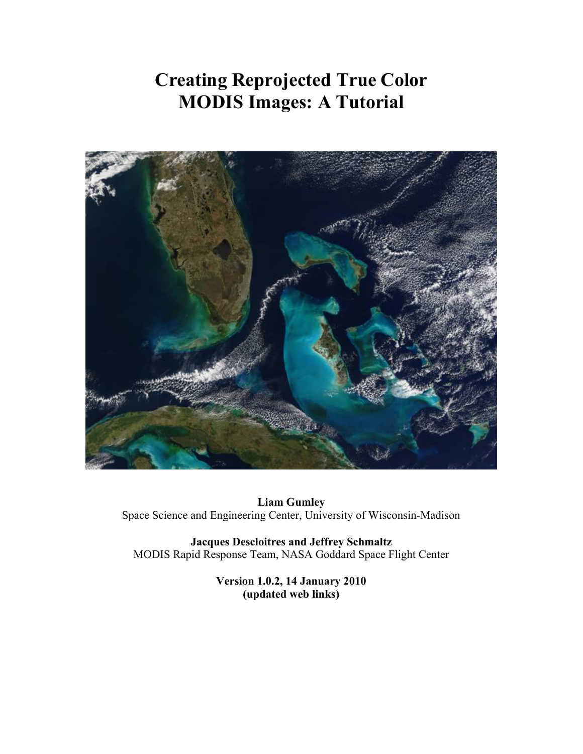# Creating Reprojected True Color MODIS Images: A Tutorial

**Liam Gumley**
Space Science and Engineering Center, University of Wisconsin-Madison

**Jacques Descloitres and Jeffrey Schmaltz**
MODIS Rapid Response Team, NASA Goddard Space Flight Center

**Version 1.0.2, 14 January 2010**
**(updated web links)**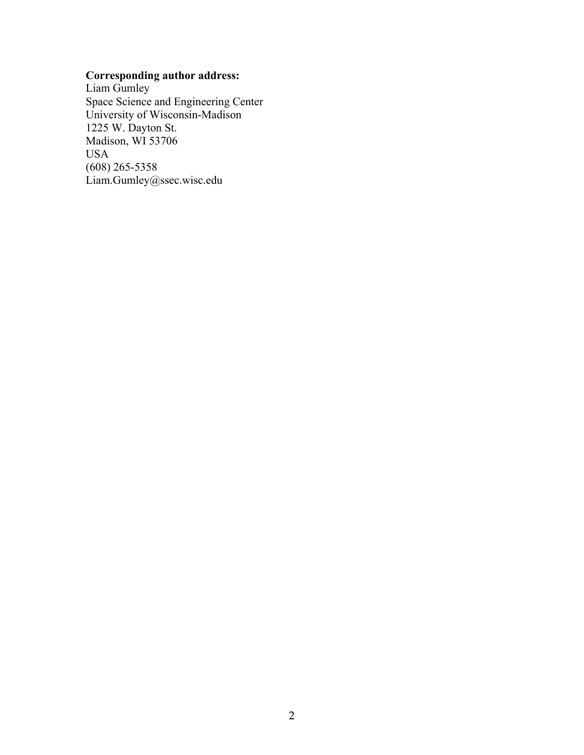**Corresponding author address:**

Liam Gumley  
Space Science and Engineering Center  
University of Wisconsin-Madison  
1225 W. Dayton St.  
Madison, WI 53706  
USA  
(608) 265-5358  
Liam.Gumley@ssec.wisc.edu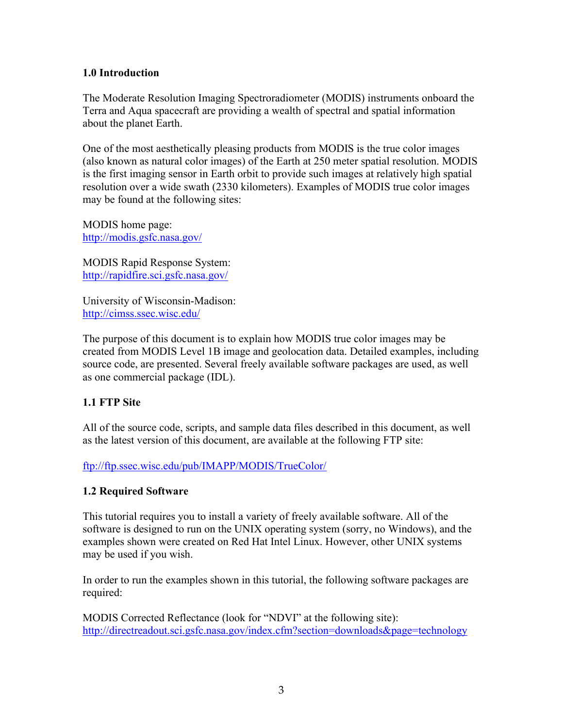## 1.0 Introduction

The Moderate Resolution Imaging Spectroradiometer (MODIS) instruments onboard the Terra and Aqua spacecraft are providing a wealth of spectral and spatial information about the planet Earth.

One of the most aesthetically pleasing products from MODIS is the true color images (also known as natural color images) of the Earth at 250 meter spatial resolution. MODIS is the first imaging sensor in Earth orbit to provide such images at relatively high spatial resolution over a wide swath (2330 kilometers). Examples of MODIS true color images may be found at the following sites:

MODIS home page:
http://modis.gsfc.nasa.gov/

MODIS Rapid Response System:
http://rapidfire.sci.gsfc.nasa.gov/

University of Wisconsin-Madison:
http://cimss.ssec.wisc.edu/

The purpose of this document is to explain how MODIS true color images may be created from MODIS Level 1B image and geolocation data. Detailed examples, including source code, are presented. Several freely available software packages are used, as well as one commercial package (IDL).

### 1.1 FTP Site

All of the source code, scripts, and sample data files described in this document, as well as the latest version of this document, are available at the following FTP site:

ftp://ftp.ssec.wisc.edu/pub/IMAPP/MODIS/TrueColor/

### 1.2 Required Software

This tutorial requires you to install a variety of freely available software. All of the software is designed to run on the UNIX operating system (sorry, no Windows), and the examples shown were created on Red Hat Intel Linux. However, other UNIX systems may be used if you wish.

In order to run the examples shown in this tutorial, the following software packages are required:

MODIS Corrected Reflectance (look for "NDVI" at the following site):
http://directreadout.sci.gsfc.nasa.gov/index.cfm?section=downloads&page=technology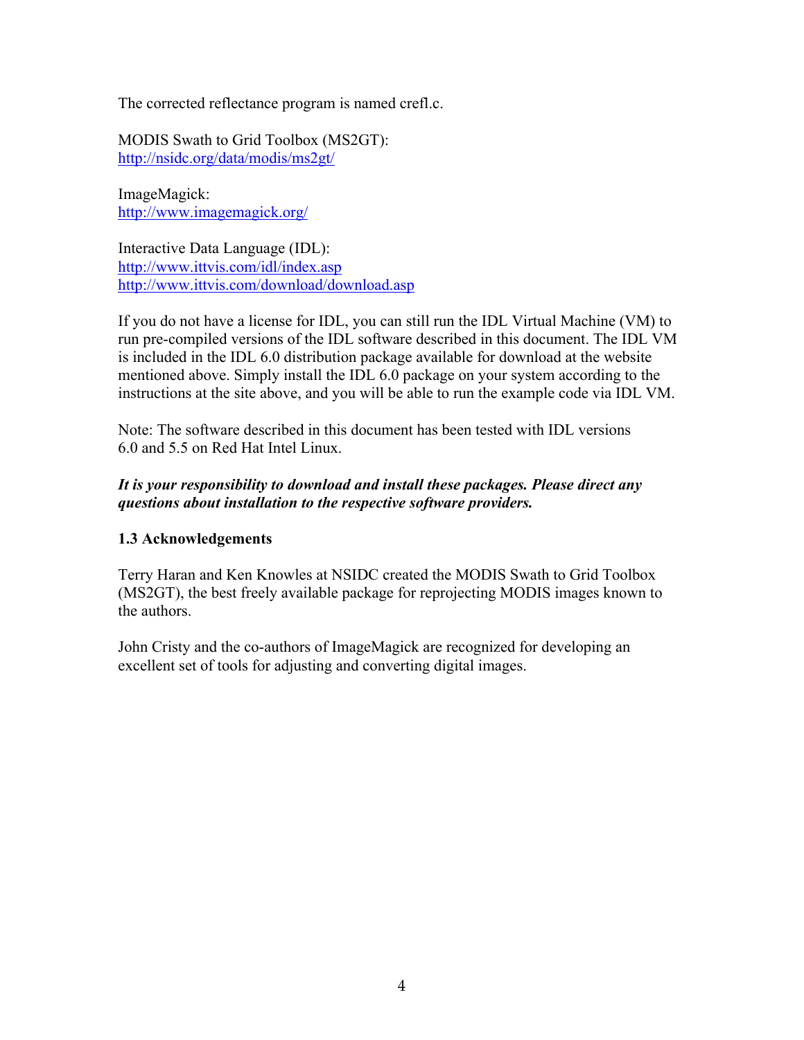The corrected reflectance program is named crefl.c.

MODIS Swath to Grid Toolbox (MS2GT):
http://nsidc.org/data/modis/ms2gt/

ImageMagick:
http://www.imagemagick.org/

Interactive Data Language (IDL):
http://www.ittvis.com/idl/index.asp
http://www.ittvis.com/download/download.asp

If you do not have a license for IDL, you can still run the IDL Virtual Machine (VM) to run pre-compiled versions of the IDL software described in this document. The IDL VM is included in the IDL 6.0 distribution package available for download at the website mentioned above. Simply install the IDL 6.0 package on your system according to the instructions at the site above, and you will be able to run the example code via IDL VM.

Note: The software described in this document has been tested with IDL versions 6.0 and 5.5 on Red Hat Intel Linux.

***It is your responsibility to download and install these packages. Please direct any questions about installation to the respective software providers.***

### 1.3 Acknowledgements

Terry Haran and Ken Knowles at NSIDC created the MODIS Swath to Grid Toolbox (MS2GT), the best freely available package for reprojecting MODIS images known to the authors.

John Cristy and the co-authors of ImageMagick are recognized for developing an excellent set of tools for adjusting and converting digital images.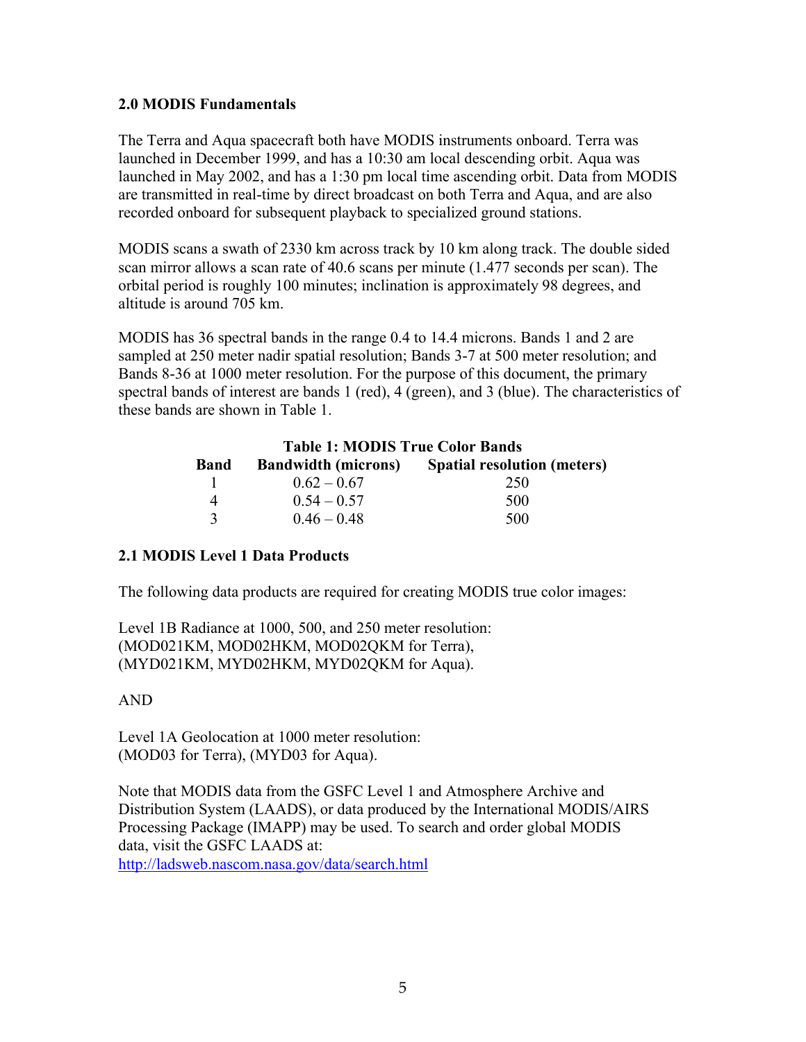## 2.0 MODIS Fundamentals

The Terra and Aqua spacecraft both have MODIS instruments onboard. Terra was launched in December 1999, and has a 10:30 am local descending orbit. Aqua was launched in May 2002, and has a 1:30 pm local time ascending orbit. Data from MODIS are transmitted in real-time by direct broadcast on both Terra and Aqua, and are also recorded onboard for subsequent playback to specialized ground stations.

MODIS scans a swath of 2330 km across track by 10 km along track. The double sided scan mirror allows a scan rate of 40.6 scans per minute (1.477 seconds per scan). The orbital period is roughly 100 minutes; inclination is approximately 98 degrees, and altitude is around 705 km.

MODIS has 36 spectral bands in the range 0.4 to 14.4 microns. Bands 1 and 2 are sampled at 250 meter nadir spatial resolution; Bands 3-7 at 500 meter resolution; and Bands 8-36 at 1000 meter resolution. For the purpose of this document, the primary spectral bands of interest are bands 1 (red), 4 (green), and 3 (blue). The characteristics of these bands are shown in Table 1.

**Table 1: MODIS True Color Bands**

| Band | Bandwidth (microns) | Spatial resolution (meters) |
|---|---|---|
| 1 | 0.62 – 0.67 | 250 |
| 4 | 0.54 – 0.57 | 500 |
| 3 | 0.46 – 0.48 | 500 |

### 2.1 MODIS Level 1 Data Products

The following data products are required for creating MODIS true color images:

Level 1B Radiance at 1000, 500, and 250 meter resolution:
(MOD021KM, MOD02HKM, MOD02QKM for Terra),
(MYD021KM, MYD02HKM, MYD02QKM for Aqua).

AND

Level 1A Geolocation at 1000 meter resolution:
(MOD03 for Terra), (MYD03 for Aqua).

Note that MODIS data from the GSFC Level 1 and Atmosphere Archive and Distribution System (LAADS), or data produced by the International MODIS/AIRS Processing Package (IMAPP) may be used. To search and order global MODIS data, visit the GSFC LAADS at:
http://ladsweb.nascom.nasa.gov/data/search.html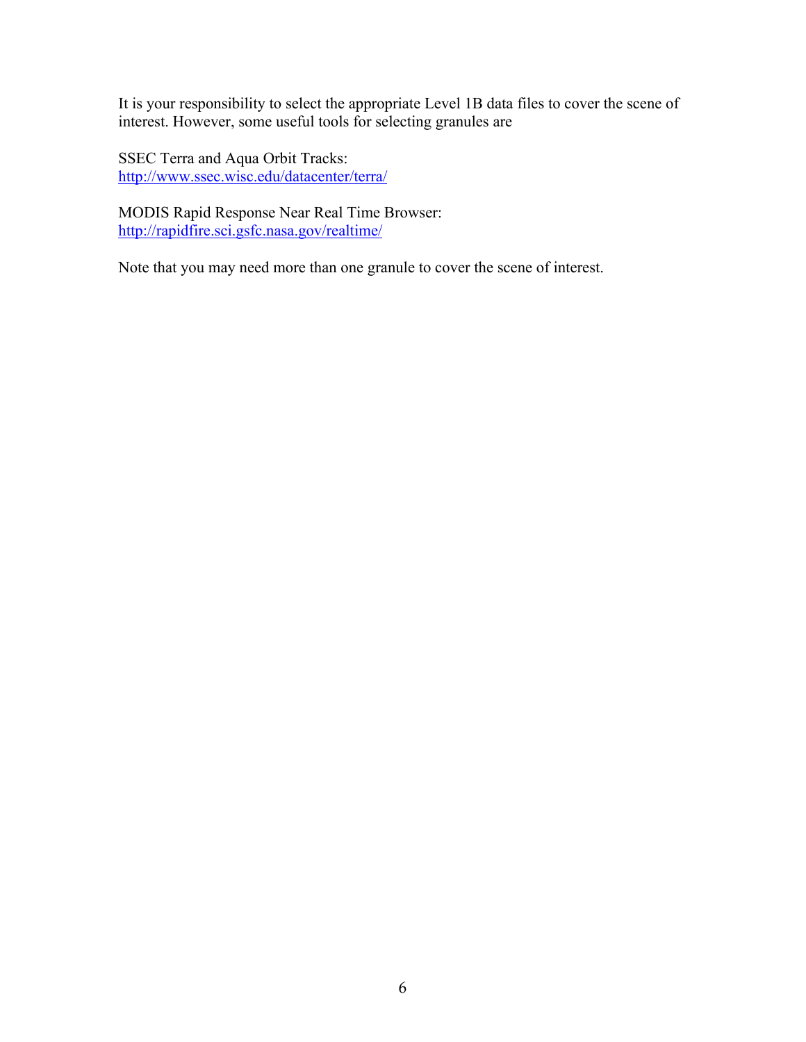It is your responsibility to select the appropriate Level 1B data files to cover the scene of interest. However, some useful tools for selecting granules are

SSEC Terra and Aqua Orbit Tracks:
http://www.ssec.wisc.edu/datacenter/terra/

MODIS Rapid Response Near Real Time Browser:
http://rapidfire.sci.gsfc.nasa.gov/realtime/

Note that you may need more than one granule to cover the scene of interest.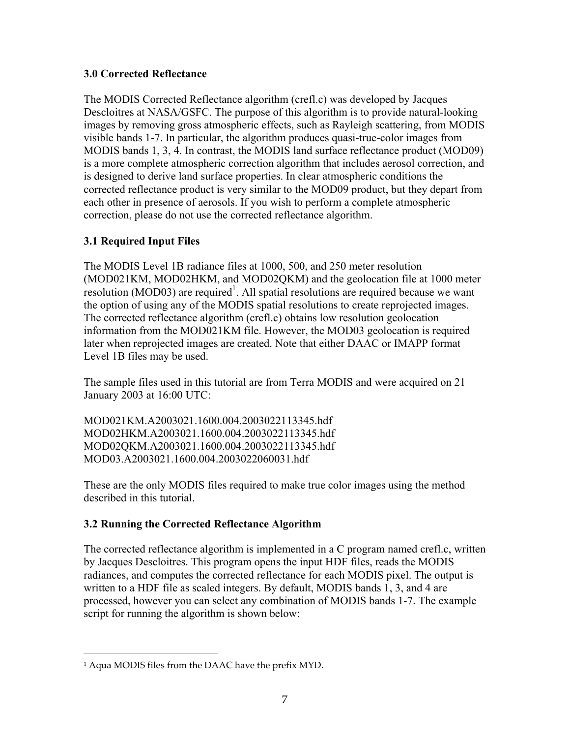### 3.0 Corrected Reflectance

The MODIS Corrected Reflectance algorithm (crefl.c) was developed by Jacques Descloitres at NASA/GSFC. The purpose of this algorithm is to provide natural-looking images by removing gross atmospheric effects, such as Rayleigh scattering, from MODIS visible bands 1-7. In particular, the algorithm produces quasi-true-color images from MODIS bands 1, 3, 4. In contrast, the MODIS land surface reflectance product (MOD09) is a more complete atmospheric correction algorithm that includes aerosol correction, and is designed to derive land surface properties. In clear atmospheric conditions the corrected reflectance product is very similar to the MOD09 product, but they depart from each other in presence of aerosols. If you wish to perform a complete atmospheric correction, please do not use the corrected reflectance algorithm.

### 3.1 Required Input Files

The MODIS Level 1B radiance files at 1000, 500, and 250 meter resolution (MOD021KM, MOD02HKM, and MOD02QKM) and the geolocation file at 1000 meter resolution (MOD03) are required[1]. All spatial resolutions are required because we want the option of using any of the MODIS spatial resolutions to create reprojected images. The corrected reflectance algorithm (crefl.c) obtains low resolution geolocation information from the MOD021KM file. However, the MOD03 geolocation is required later when reprojected images are created. Note that either DAAC or IMAPP format Level 1B files may be used.

The sample files used in this tutorial are from Terra MODIS and were acquired on 21 January 2003 at 16:00 UTC:

MOD021KM.A2003021.1600.004.2003022113345.hdf
MOD02HKM.A2003021.1600.004.2003022113345.hdf
MOD02QKM.A2003021.1600.004.2003022113345.hdf
MOD03.A2003021.1600.004.2003022060031.hdf

These are the only MODIS files required to make true color images using the method described in this tutorial.

### 3.2 Running the Corrected Reflectance Algorithm

The corrected reflectance algorithm is implemented in a C program named crefl.c, written by Jacques Descloitres. This program opens the input HDF files, reads the MODIS radiances, and computes the corrected reflectance for each MODIS pixel. The output is written to a HDF file as scaled integers. By default, MODIS bands 1, 3, and 4 are processed, however you can select any combination of MODIS bands 1-7. The example script for running the algorithm is shown below:

---

[1] Aqua MODIS files from the DAAC have the prefix MYD.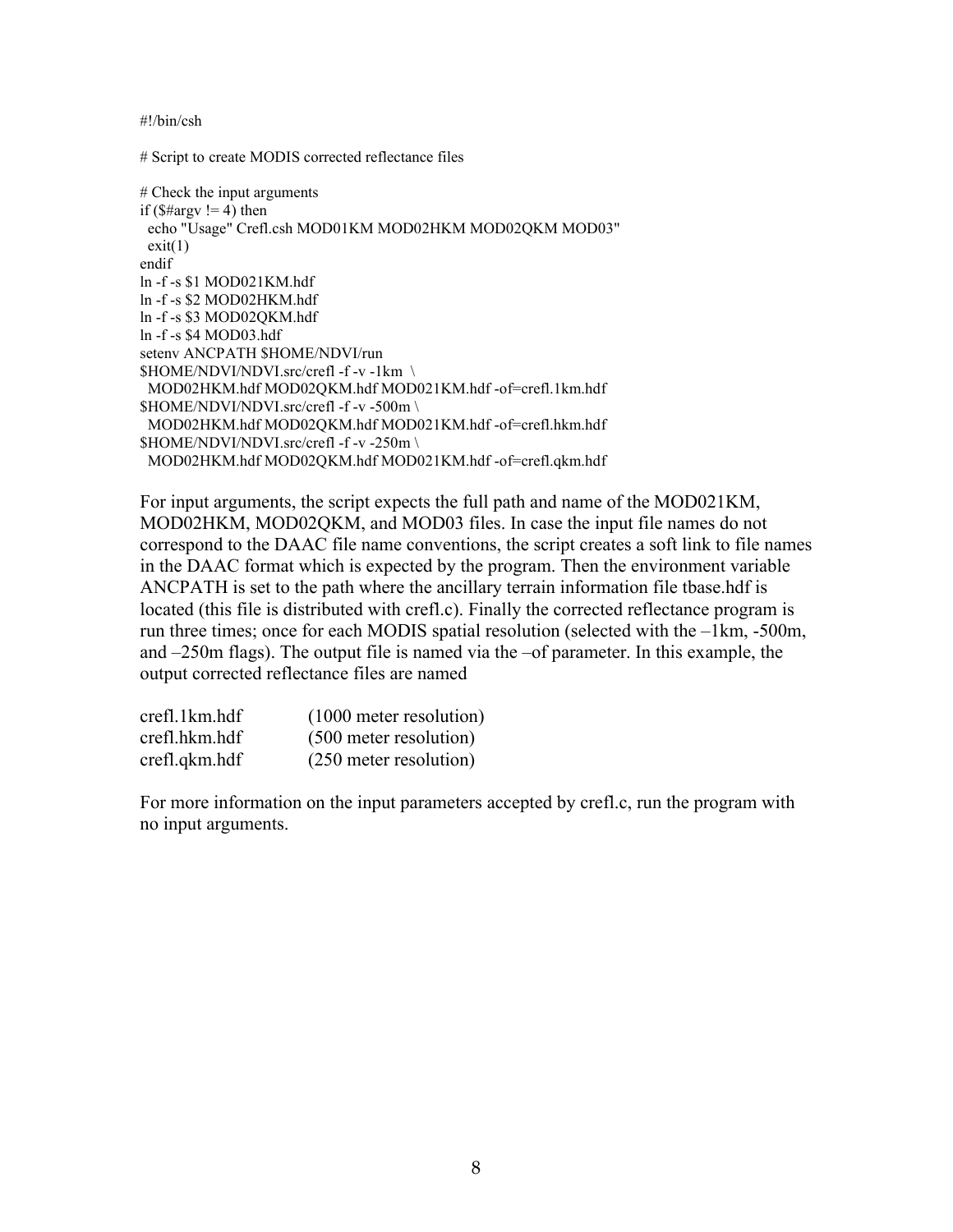```
#!/bin/csh

# Script to create MODIS corrected reflectance files

# Check the input arguments
if ($#argv != 4) then
  echo "Usage" Crefl.csh MOD01KM MOD02HKM MOD02QKM MOD03"
  exit(1)
endif
ln -f -s $1 MOD021KM.hdf
ln -f -s $2 MOD02HKM.hdf
ln -f -s $3 MOD02QKM.hdf
ln -f -s $4 MOD03.hdf
setenv ANCPATH $HOME/NDVI/run
$HOME/NDVI/NDVI.src/crefl -f -v -1km  \
  MOD02HKM.hdf MOD02QKM.hdf MOD021KM.hdf -of=crefl.1km.hdf
$HOME/NDVI/NDVI.src/crefl -f -v -500m \
  MOD02HKM.hdf MOD02QKM.hdf MOD021KM.hdf -of=crefl.hkm.hdf
$HOME/NDVI/NDVI.src/crefl -f -v -250m \
  MOD02HKM.hdf MOD02QKM.hdf MOD021KM.hdf -of=crefl.qkm.hdf
```

For input arguments, the script expects the full path and name of the MOD021KM, MOD02HKM, MOD02QKM, and MOD03 files. In case the input file names do not correspond to the DAAC file name conventions, the script creates a soft link to file names in the DAAC format which is expected by the program. Then the environment variable ANCPATH is set to the path where the ancillary terrain information file tbase.hdf is located (this file is distributed with crefl.c). Finally the corrected reflectance program is run three times; once for each MODIS spatial resolution (selected with the –1km, -500m, and –250m flags). The output file is named via the –of parameter. In this example, the output corrected reflectance files are named

| | |
|---|---|
| crefl.1km.hdf | (1000 meter resolution) |
| crefl.hkm.hdf | (500 meter resolution) |
| crefl.qkm.hdf | (250 meter resolution) |

For more information on the input parameters accepted by crefl.c, run the program with no input arguments.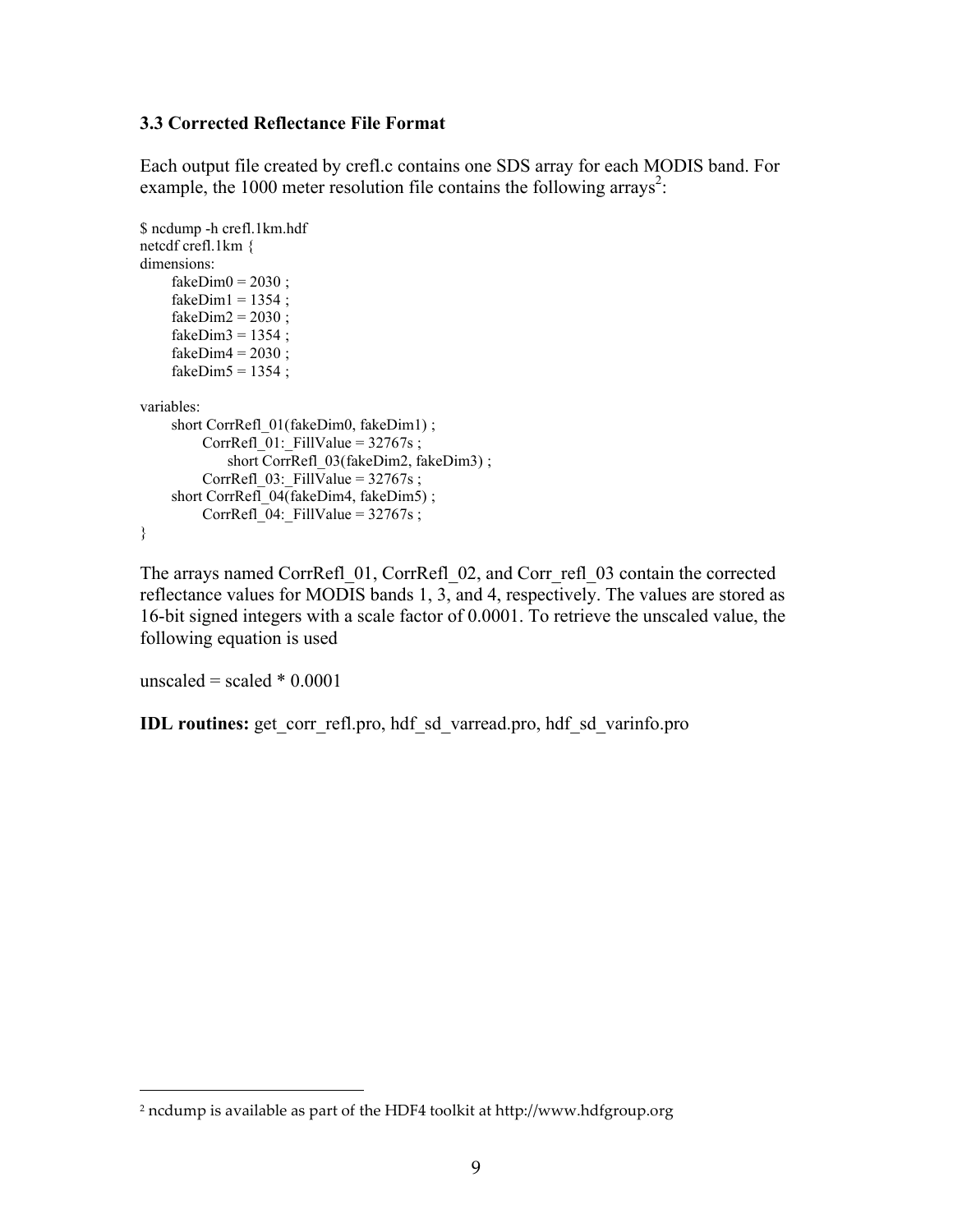### 3.3 Corrected Reflectance File Format

Each output file created by crefl.c contains one SDS array for each MODIS band. For example, the 1000 meter resolution file contains the following arrays[2]:

```
$ ncdump -h crefl.1km.hdf
netcdf crefl.1km {
dimensions:
      fakeDim0 = 2030 ;
      fakeDim1 = 1354 ;
      fakeDim2 = 2030 ;
      fakeDim3 = 1354 ;
      fakeDim4 = 2030 ;
      fakeDim5 = 1354 ;

variables:
      short CorrRefl_01(fakeDim0, fakeDim1) ;
            CorrRefl_01:_FillValue = 32767s ;
                  short CorrRefl_03(fakeDim2, fakeDim3) ;
            CorrRefl_03:_FillValue = 32767s ;
      short CorrRefl_04(fakeDim4, fakeDim5) ;
            CorrRefl_04:_FillValue = 32767s ;
}
```

The arrays named CorrRefl_01, CorrRefl_02, and Corr_refl_03 contain the corrected reflectance values for MODIS bands 1, 3, and 4, respectively. The values are stored as 16-bit signed integers with a scale factor of 0.0001. To retrieve the unscaled value, the following equation is used

unscaled = scaled * 0.0001

**IDL routines:** get_corr_refl.pro, hdf_sd_varread.pro, hdf_sd_varinfo.pro

---

[2] ncdump is available as part of the HDF4 toolkit at http://www.hdfgroup.org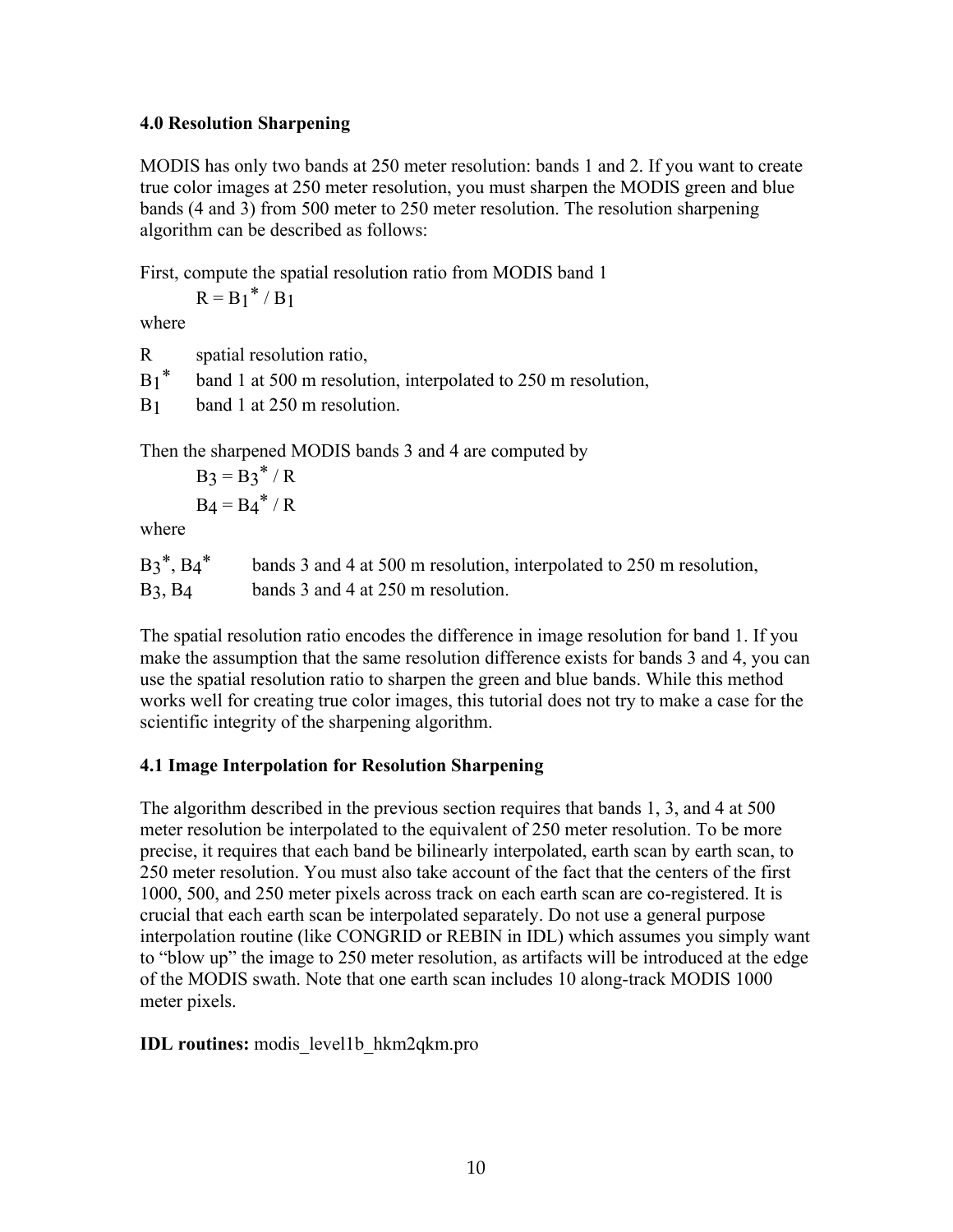## 4.0 Resolution Sharpening

MODIS has only two bands at 250 meter resolution: bands 1 and 2. If you want to create true color images at 250 meter resolution, you must sharpen the MODIS green and blue bands (4 and 3) from 500 meter to 250 meter resolution. The resolution sharpening algorithm can be described as follows:

First, compute the spatial resolution ratio from MODIS band 1

$$R = B_1^* / B_1$$

where

| | |
|---|---|
| $R$ | spatial resolution ratio, |
| $B_1^*$ | band 1 at 500 m resolution, interpolated to 250 m resolution, |
| $B_1$ | band 1 at 250 m resolution. |

Then the sharpened MODIS bands 3 and 4 are computed by

$$B_3 = B_3^* / R$$

$$B_4 = B_4^* / R$$

where

| | |
|---|---|
| $B_3^*$, $B_4^*$ | bands 3 and 4 at 500 m resolution, interpolated to 250 m resolution, |
| $B_3$, $B_4$ | bands 3 and 4 at 250 m resolution. |

The spatial resolution ratio encodes the difference in image resolution for band 1. If you make the assumption that the same resolution difference exists for bands 3 and 4, you can use the spatial resolution ratio to sharpen the green and blue bands. While this method works well for creating true color images, this tutorial does not try to make a case for the scientific integrity of the sharpening algorithm.

### 4.1 Image Interpolation for Resolution Sharpening

The algorithm described in the previous section requires that bands 1, 3, and 4 at 500 meter resolution be interpolated to the equivalent of 250 meter resolution. To be more precise, it requires that each band be bilinearly interpolated, earth scan by earth scan, to 250 meter resolution. You must also take account of the fact that the centers of the first 1000, 500, and 250 meter pixels across track on each earth scan are co-registered. It is crucial that each earth scan be interpolated separately. Do not use a general purpose interpolation routine (like CONGRID or REBIN in IDL) which assumes you simply want to "blow up" the image to 250 meter resolution, as artifacts will be introduced at the edge of the MODIS swath. Note that one earth scan includes 10 along-track MODIS 1000 meter pixels.

**IDL routines:** modis_level1b_hkm2qkm.pro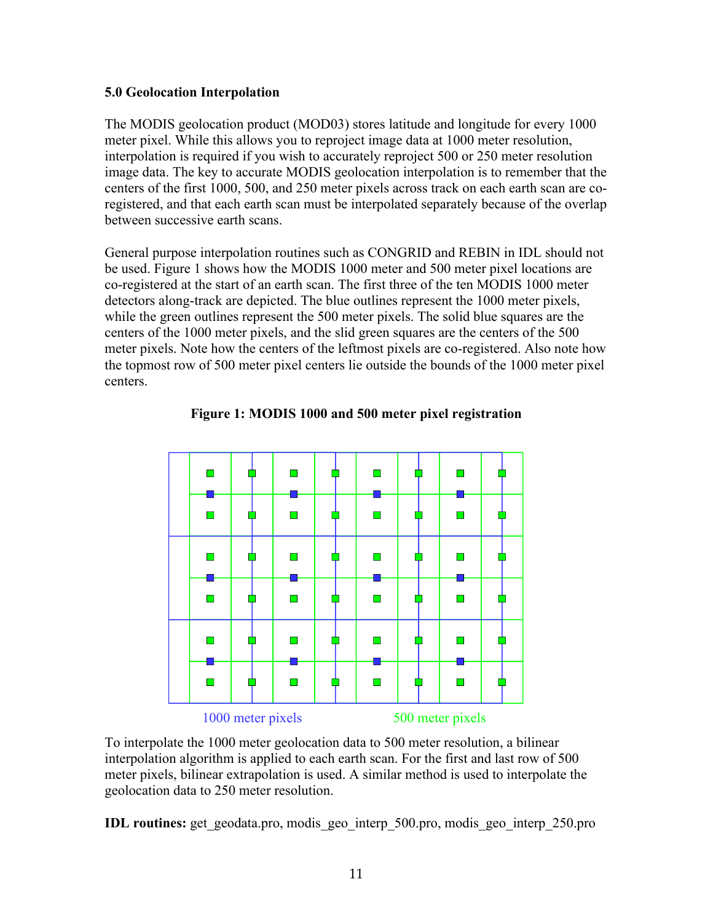### 5.0 Geolocation Interpolation

The MODIS geolocation product (MOD03) stores latitude and longitude for every 1000 meter pixel. While this allows you to reproject image data at 1000 meter resolution, interpolation is required if you wish to accurately reproject 500 or 250 meter resolution image data. The key to accurate MODIS geolocation interpolation is to remember that the centers of the first 1000, 500, and 250 meter pixels across track on each earth scan are co-registered, and that each earth scan must be interpolated separately because of the overlap between successive earth scans.

General purpose interpolation routines such as CONGRID and REBIN in IDL should not be used. Figure 1 shows how the MODIS 1000 meter and 500 meter pixel locations are co-registered at the start of an earth scan. The first three of the ten MODIS 1000 meter detectors along-track are depicted. The blue outlines represent the 1000 meter pixels, while the green outlines represent the 500 meter pixels. The solid blue squares are the centers of the 1000 meter pixels, and the slid green squares are the centers of the 500 meter pixels. Note how the centers of the leftmost pixels are co-registered. Also note how the topmost row of 500 meter pixel centers lie outside the bounds of the 1000 meter pixel centers.

**Figure 1: MODIS 1000 and 500 meter pixel registration**

1000 meter pixels    500 meter pixels

To interpolate the 1000 meter geolocation data to 500 meter resolution, a bilinear interpolation algorithm is applied to each earth scan. For the first and last row of 500 meter pixels, bilinear extrapolation is used. A similar method is used to interpolate the geolocation data to 250 meter resolution.

**IDL routines:** get_geodata.pro, modis_geo_interp_500.pro, modis_geo_interp_250.pro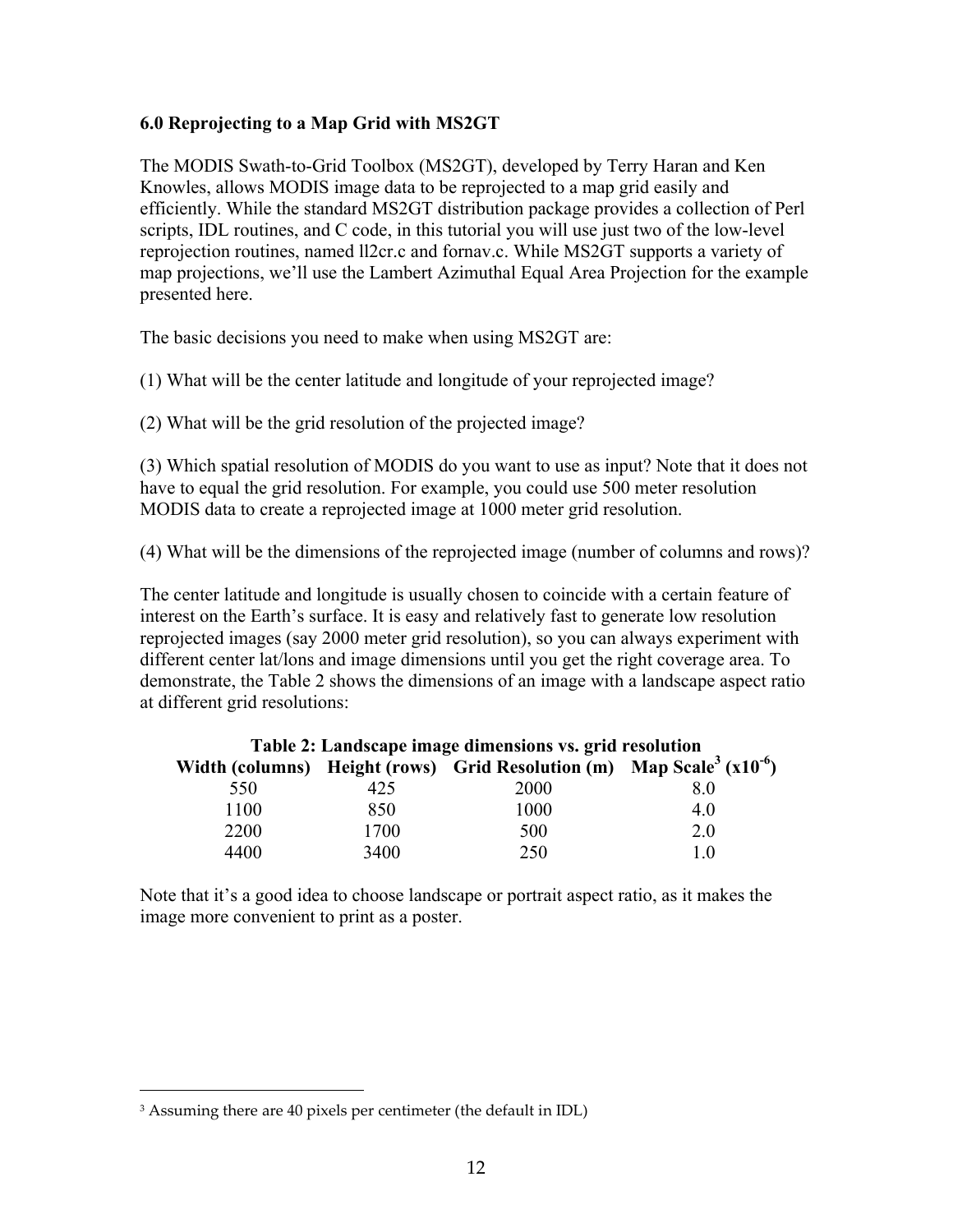### 6.0 Reprojecting to a Map Grid with MS2GT

The MODIS Swath-to-Grid Toolbox (MS2GT), developed by Terry Haran and Ken Knowles, allows MODIS image data to be reprojected to a map grid easily and efficiently. While the standard MS2GT distribution package provides a collection of Perl scripts, IDL routines, and C code, in this tutorial you will use just two of the low-level reprojection routines, named ll2cr.c and fornav.c. While MS2GT supports a variety of map projections, we'll use the Lambert Azimuthal Equal Area Projection for the example presented here.

The basic decisions you need to make when using MS2GT are:

(1) What will be the center latitude and longitude of your reprojected image?

(2) What will be the grid resolution of the projected image?

(3) Which spatial resolution of MODIS do you want to use as input? Note that it does not have to equal the grid resolution. For example, you could use 500 meter resolution MODIS data to create a reprojected image at 1000 meter grid resolution.

(4) What will be the dimensions of the reprojected image (number of columns and rows)?

The center latitude and longitude is usually chosen to coincide with a certain feature of interest on the Earth's surface. It is easy and relatively fast to generate low resolution reprojected images (say 2000 meter grid resolution), so you can always experiment with different center lat/lons and image dimensions until you get the right coverage area. To demonstrate, the Table 2 shows the dimensions of an image with a landscape aspect ratio at different grid resolutions:

**Table 2: Landscape image dimensions vs. grid resolution**

| Width (columns) | Height (rows) | Grid Resolution (m) | Map Scale[3] ($\times 10^{-6}$) |
|---|---|---|---|
| 550 | 425 | 2000 | 8.0 |
| 1100 | 850 | 1000 | 4.0 |
| 2200 | 1700 | 500 | 2.0 |
| 4400 | 3400 | 250 | 1.0 |

Note that it's a good idea to choose landscape or portrait aspect ratio, as it makes the image more convenient to print as a poster.

[3] Assuming there are 40 pixels per centimeter (the default in IDL)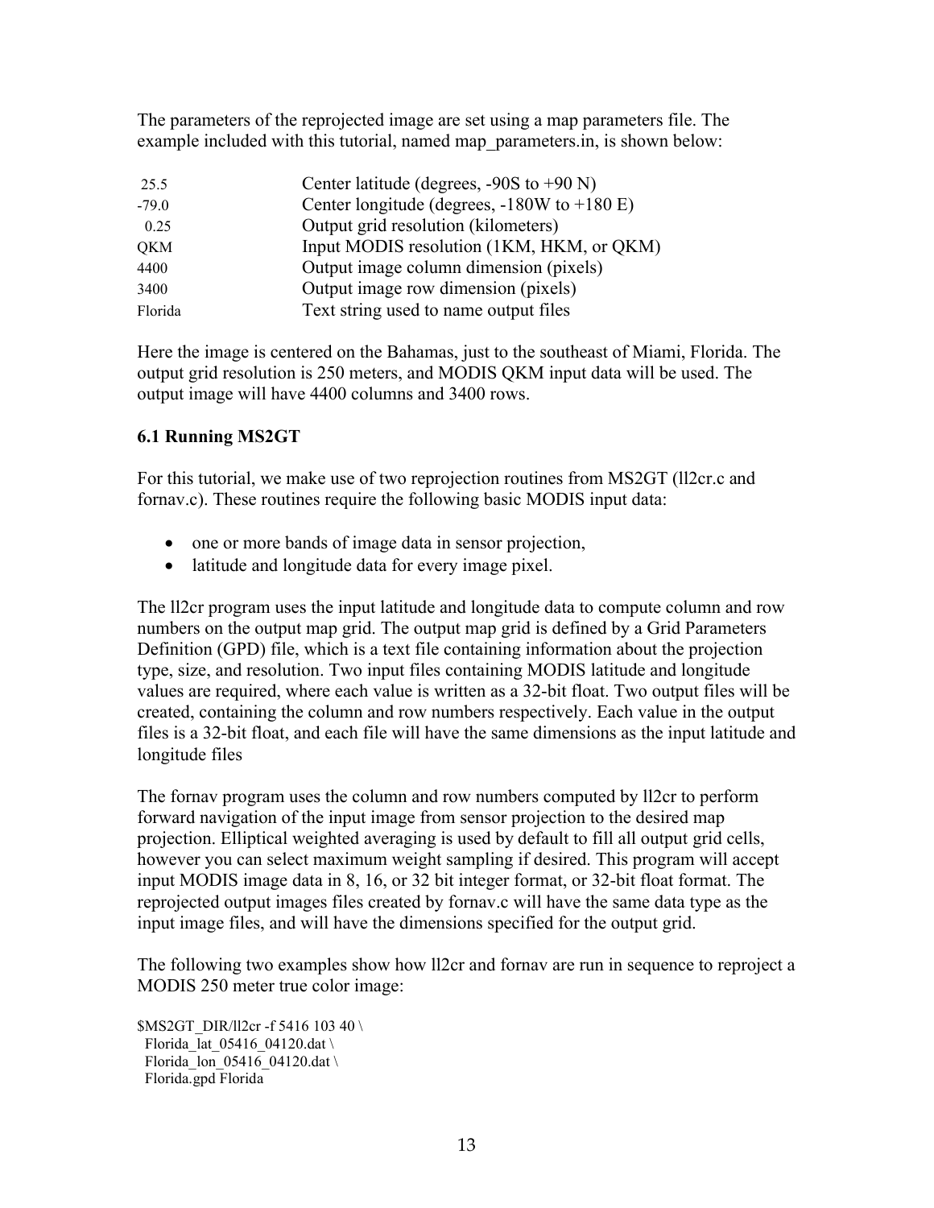The parameters of the reprojected image are set using a map parameters file. The example included with this tutorial, named map_parameters.in, is shown below:

```
 25.5          Center latitude (degrees, -90S to +90 N)
-79.0          Center longitude (degrees, -180W to +180 E)
  0.25         Output grid resolution (kilometers)
QKM            Input MODIS resolution (1KM, HKM, or QKM)
4400           Output image column dimension (pixels)
3400           Output image row dimension (pixels)
Florida        Text string used to name output files
```

Here the image is centered on the Bahamas, just to the southeast of Miami, Florida. The output grid resolution is 250 meters, and MODIS QKM input data will be used. The output image will have 4400 columns and 3400 rows.

### 6.1 Running MS2GT

For this tutorial, we make use of two reprojection routines from MS2GT (ll2cr.c and fornav.c). These routines require the following basic MODIS input data:

- one or more bands of image data in sensor projection,
- latitude and longitude data for every image pixel.

The ll2cr program uses the input latitude and longitude data to compute column and row numbers on the output map grid. The output map grid is defined by a Grid Parameters Definition (GPD) file, which is a text file containing information about the projection type, size, and resolution. Two input files containing MODIS latitude and longitude values are required, where each value is written as a 32-bit float. Two output files will be created, containing the column and row numbers respectively. Each value in the output files is a 32-bit float, and each file will have the same dimensions as the input latitude and longitude files

The fornav program uses the column and row numbers computed by ll2cr to perform forward navigation of the input image from sensor projection to the desired map projection. Elliptical weighted averaging is used by default to fill all output grid cells, however you can select maximum weight sampling if desired. This program will accept input MODIS image data in 8, 16, or 32 bit integer format, or 32-bit float format. The reprojected output images files created by fornav.c will have the same data type as the input image files, and will have the dimensions specified for the output grid.

The following two examples show how ll2cr and fornav are run in sequence to reproject a MODIS 250 meter true color image:

```
$MS2GT_DIR/ll2cr -f 5416 103 40 \
  Florida_lat_05416_04120.dat \
  Florida_lon_05416_04120.dat \
  Florida.gpd Florida
```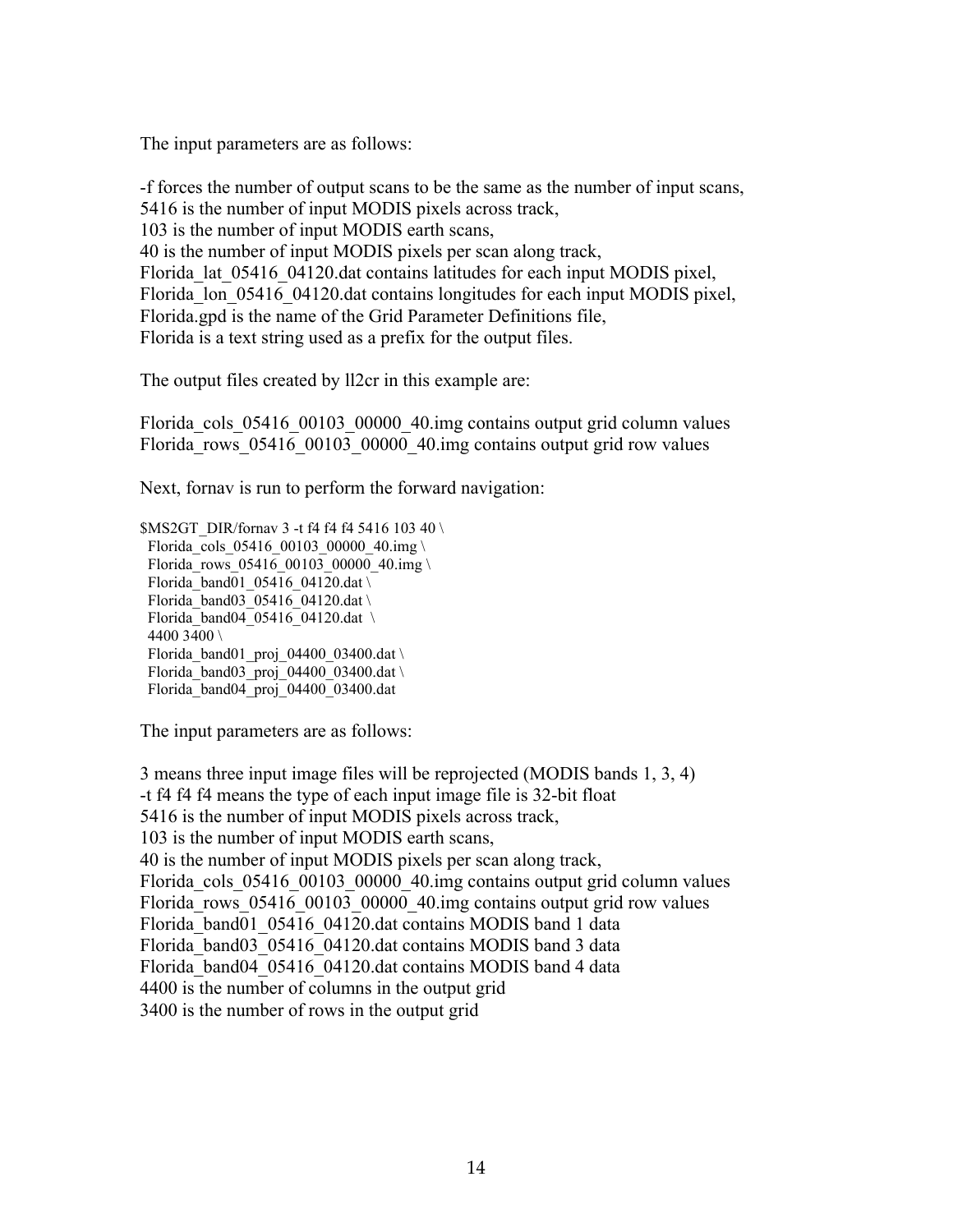The input parameters are as follows:

-f forces the number of output scans to be the same as the number of input scans,
5416 is the number of input MODIS pixels across track,
103 is the number of input MODIS earth scans,
40 is the number of input MODIS pixels per scan along track,
Florida_lat_05416_04120.dat contains latitudes for each input MODIS pixel,
Florida_lon_05416_04120.dat contains longitudes for each input MODIS pixel,
Florida.gpd is the name of the Grid Parameter Definitions file,
Florida is a text string used as a prefix for the output files.

The output files created by ll2cr in this example are:

Florida_cols_05416_00103_00000_40.img contains output grid column values
Florida_rows_05416_00103_00000_40.img contains output grid row values

Next, fornav is run to perform the forward navigation:

```
$MS2GT_DIR/fornav 3 -t f4 f4 f4 5416 103 40 \
  Florida_cols_05416_00103_00000_40.img \
  Florida_rows_05416_00103_00000_40.img \
  Florida_band01_05416_04120.dat \
  Florida_band03_05416_04120.dat \
  Florida_band04_05416_04120.dat  \
  4400 3400 \
  Florida_band01_proj_04400_03400.dat \
  Florida_band03_proj_04400_03400.dat \
  Florida_band04_proj_04400_03400.dat
```

The input parameters are as follows:

3 means three input image files will be reprojected (MODIS bands 1, 3, 4)
-t f4 f4 f4 means the type of each input image file is 32-bit float
5416 is the number of input MODIS pixels across track,
103 is the number of input MODIS earth scans,
40 is the number of input MODIS pixels per scan along track,
Florida_cols_05416_00103_00000_40.img contains output grid column values
Florida_rows_05416_00103_00000_40.img contains output grid row values
Florida_band01_05416_04120.dat contains MODIS band 1 data
Florida_band03_05416_04120.dat contains MODIS band 3 data
Florida_band04_05416_04120.dat contains MODIS band 4 data
4400 is the number of columns in the output grid
3400 is the number of rows in the output grid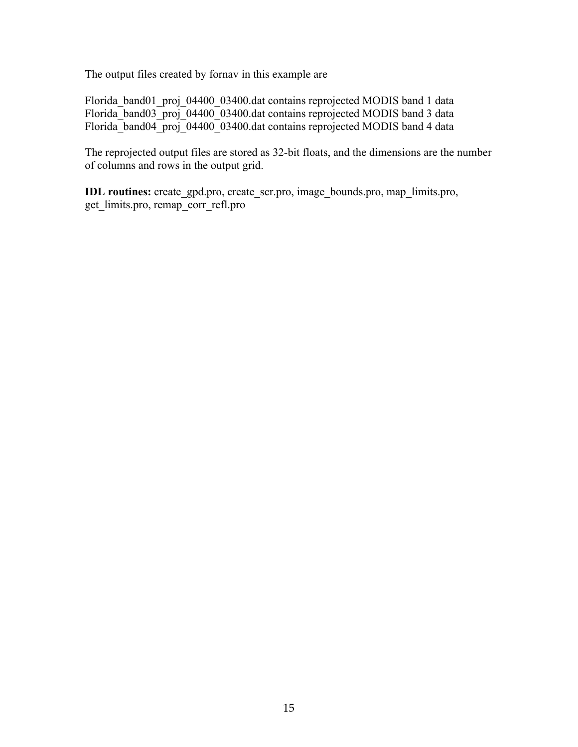The output files created by fornav in this example are

Florida_band01_proj_04400_03400.dat contains reprojected MODIS band 1 data
Florida_band03_proj_04400_03400.dat contains reprojected MODIS band 3 data
Florida_band04_proj_04400_03400.dat contains reprojected MODIS band 4 data

The reprojected output files are stored as 32-bit floats, and the dimensions are the number of columns and rows in the output grid.

**IDL routines:** create_gpd.pro, create_scr.pro, image_bounds.pro, map_limits.pro, get_limits.pro, remap_corr_refl.pro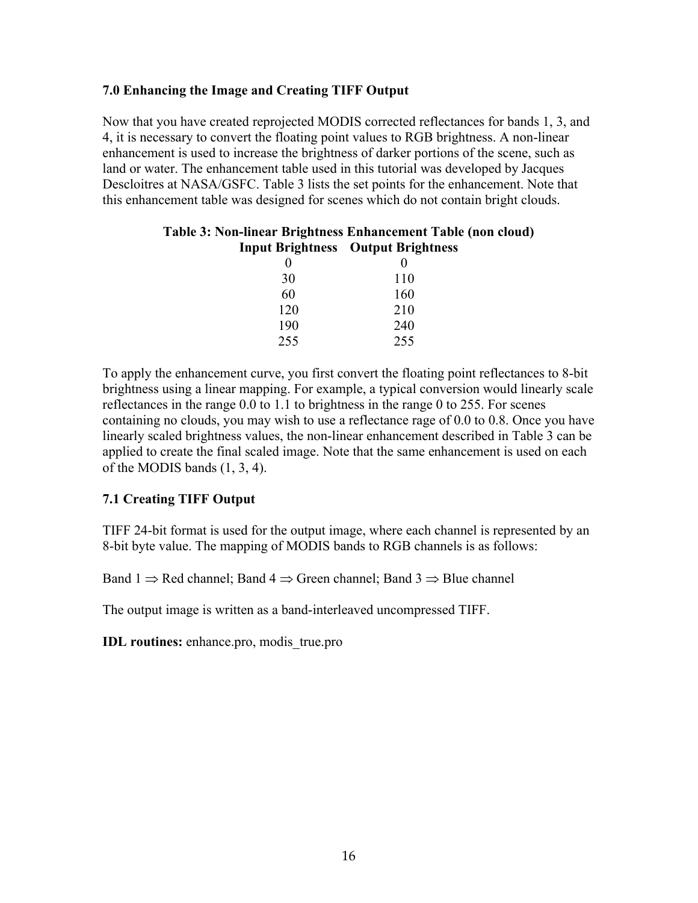## 7.0 Enhancing the Image and Creating TIFF Output

Now that you have created reprojected MODIS corrected reflectances for bands 1, 3, and 4, it is necessary to convert the floating point values to RGB brightness. A non-linear enhancement is used to increase the brightness of darker portions of the scene, such as land or water. The enhancement table used in this tutorial was developed by Jacques Descloitres at NASA/GSFC. Table 3 lists the set points for the enhancement. Note that this enhancement table was designed for scenes which do not contain bright clouds.

**Table 3: Non-linear Brightness Enhancement Table (non cloud)**

| Input Brightness | Output Brightness |
|---|---|
| 0 | 0 |
| 30 | 110 |
| 60 | 160 |
| 120 | 210 |
| 190 | 240 |
| 255 | 255 |

To apply the enhancement curve, you first convert the floating point reflectances to 8-bit brightness using a linear mapping. For example, a typical conversion would linearly scale reflectances in the range 0.0 to 1.1 to brightness in the range 0 to 255. For scenes containing no clouds, you may wish to use a reflectance rage of 0.0 to 0.8. Once you have linearly scaled brightness values, the non-linear enhancement described in Table 3 can be applied to create the final scaled image. Note that the same enhancement is used on each of the MODIS bands (1, 3, 4).

### 7.1 Creating TIFF Output

TIFF 24-bit format is used for the output image, where each channel is represented by an 8-bit byte value. The mapping of MODIS bands to RGB channels is as follows:

Band 1 $\Rightarrow$ Red channel; Band 4 $\Rightarrow$ Green channel; Band 3 $\Rightarrow$ Blue channel

The output image is written as a band-interleaved uncompressed TIFF.

**IDL routines:** enhance.pro, modis_true.pro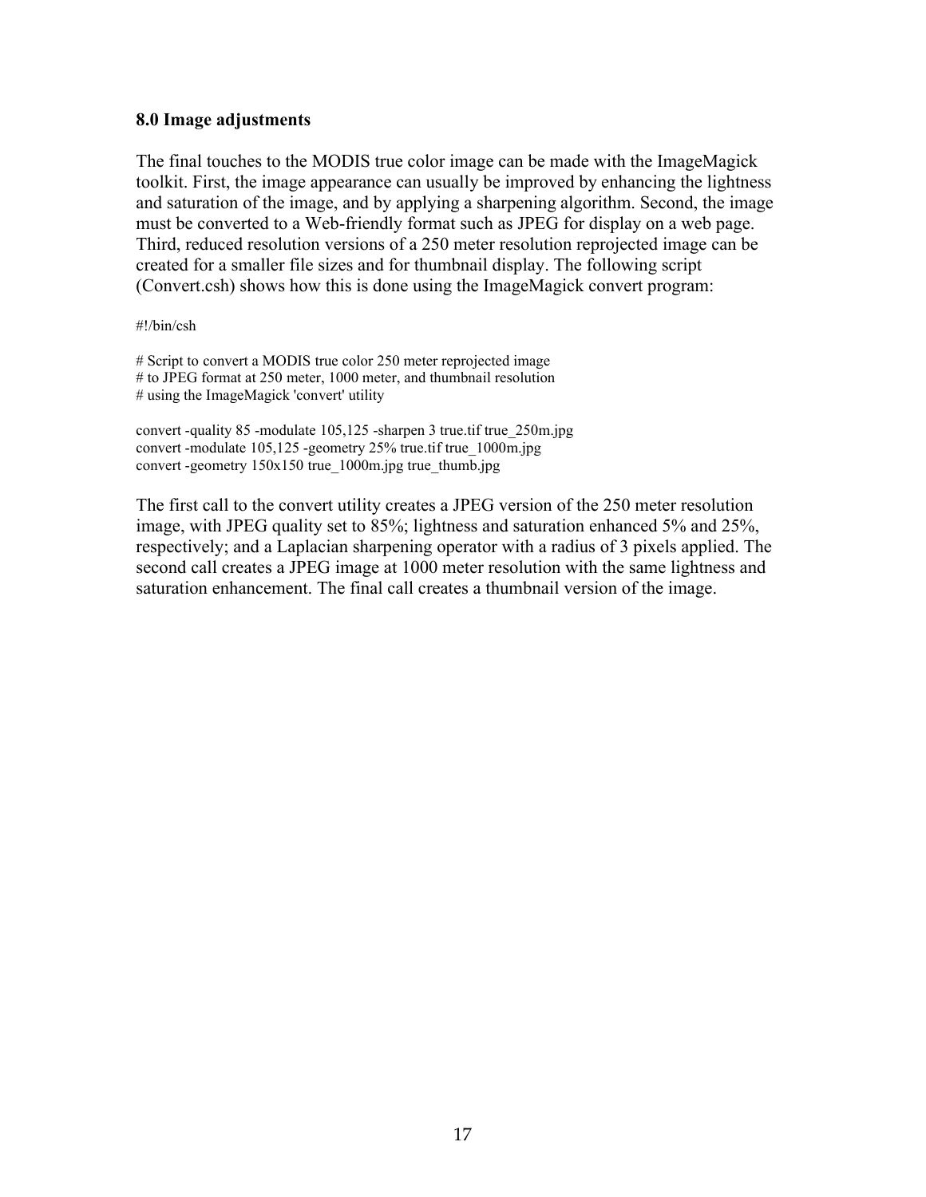## 8.0 Image adjustments

The final touches to the MODIS true color image can be made with the ImageMagick toolkit. First, the image appearance can usually be improved by enhancing the lightness and saturation of the image, and by applying a sharpening algorithm. Second, the image must be converted to a Web-friendly format such as JPEG for display on a web page. Third, reduced resolution versions of a 250 meter resolution reprojected image can be created for a smaller file sizes and for thumbnail display. The following script (Convert.csh) shows how this is done using the ImageMagick convert program:

```
#!/bin/csh

# Script to convert a MODIS true color 250 meter reprojected image
# to JPEG format at 250 meter, 1000 meter, and thumbnail resolution
# using the ImageMagick 'convert' utility

convert -quality 85 -modulate 105,125 -sharpen 3 true.tif true_250m.jpg
convert -modulate 105,125 -geometry 25% true.tif true_1000m.jpg
convert -geometry 150x150 true_1000m.jpg true_thumb.jpg
```

The first call to the convert utility creates a JPEG version of the 250 meter resolution image, with JPEG quality set to 85%; lightness and saturation enhanced 5% and 25%, respectively; and a Laplacian sharpening operator with a radius of 3 pixels applied. The second call creates a JPEG image at 1000 meter resolution with the same lightness and saturation enhancement. The final call creates a thumbnail version of the image.